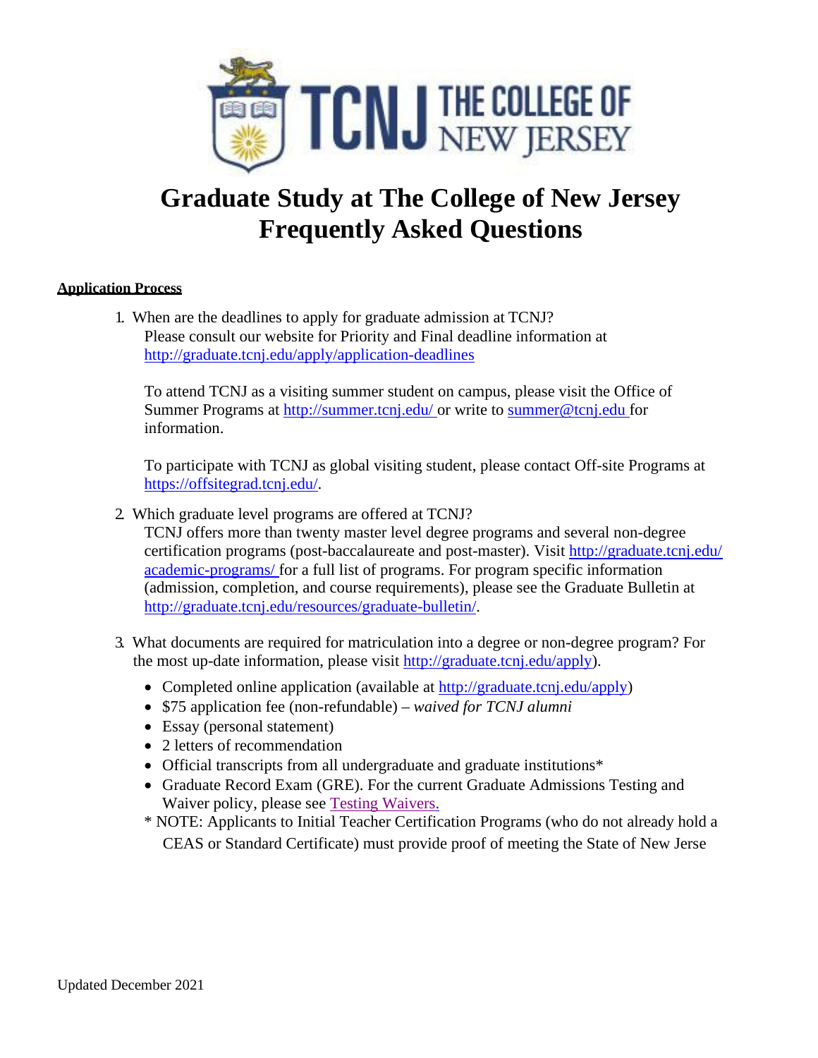# Graduate Study at The College of New Jersey Frequently Asked Questions

## Application Process

1. When are the deadlines to apply for graduate admission at TCNJ?
   Please consult our website for Priority and Final deadline information at http://graduate.tcnj.edu/apply/application-deadlines

   To attend TCNJ as a visiting summer student on campus, please visit the Office of Summer Programs at http://summer.tcnj.edu/ or write to summer@tcnj.edu for information.

   To participate with TCNJ as global visiting student, please contact Off-site Programs at https://offsitegrad.tcnj.edu/.

2. Which graduate level programs are offered at TCNJ?
   TCNJ offers more than twenty master level degree programs and several non-degree certification programs (post-baccalaureate and post-master). Visit http://graduate.tcnj.edu/academic-programs/ for a full list of programs. For program specific information (admission, completion, and course requirements), please see the Graduate Bulletin at http://graduate.tcnj.edu/resources/graduate-bulletin/.

3. What documents are required for matriculation into a degree or non-degree program? For the most up-date information, please visit http://graduate.tcnj.edu/apply).

   - Completed online application (available at http://graduate.tcnj.edu/apply)
   - $75 application fee (non-refundable) – *waived for TCNJ alumni*
   - Essay (personal statement)
   - 2 letters of recommendation
   - Official transcripts from all undergraduate and graduate institutions*
   - Graduate Record Exam (GRE). For the current Graduate Admissions Testing and Waiver policy, please see Testing Waivers.

   * NOTE: Applicants to Initial Teacher Certification Programs (who do not already hold a CEAS or Standard Certificate) must provide proof of meeting the State of New Jerse

Updated December 2021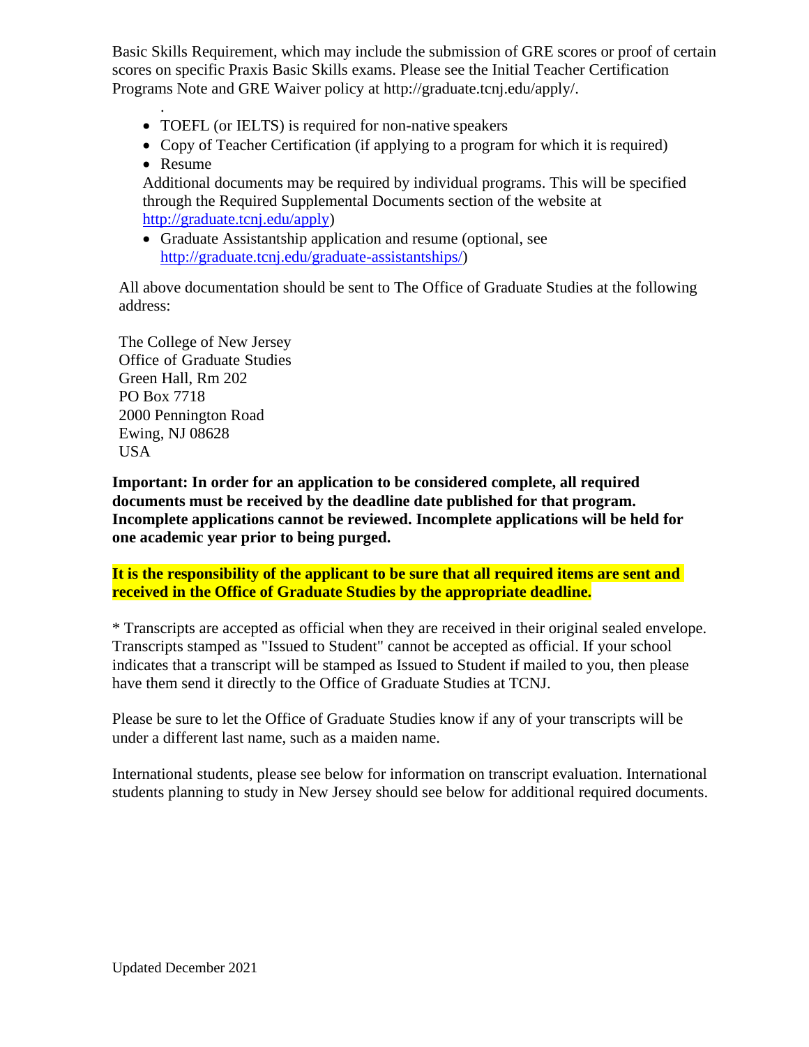Basic Skills Requirement, which may include the submission of GRE scores or proof of certain scores on specific Praxis Basic Skills exams. Please see the Initial Teacher Certification Programs Note and GRE Waiver policy at http://graduate.tcnj.edu/apply/.

- TOEFL (or IELTS) is required for non-native speakers
- Copy of Teacher Certification (if applying to a program for which it is required)
- Resume

  Additional documents may be required by individual programs. This will be specified through the Required Supplemental Documents section of the website at [http://graduate.tcnj.edu/apply](http://graduate.tcnj.edu/apply))
- Graduate Assistantship application and resume (optional, see [http://graduate.tcnj.edu/graduate-assistantships/](http://graduate.tcnj.edu/graduate-assistantships/))

All above documentation should be sent to The Office of Graduate Studies at the following address:

The College of New Jersey  
Office of Graduate Studies  
Green Hall, Rm 202  
PO Box 7718  
2000 Pennington Road  
Ewing, NJ 08628  
USA

**Important: In order for an application to be considered complete, all required documents must be received by the deadline date published for that program. Incomplete applications cannot be reviewed. Incomplete applications will be held for one academic year prior to being purged.**

**It is the responsibility of the applicant to be sure that all required items are sent and received in the Office of Graduate Studies by the appropriate deadline.**

* Transcripts are accepted as official when they are received in their original sealed envelope. Transcripts stamped as "Issued to Student" cannot be accepted as official. If your school indicates that a transcript will be stamped as Issued to Student if mailed to you, then please have them send it directly to the Office of Graduate Studies at TCNJ.

Please be sure to let the Office of Graduate Studies know if any of your transcripts will be under a different last name, such as a maiden name.

International students, please see below for information on transcript evaluation. International students planning to study in New Jersey should see below for additional required documents.

Updated December 2021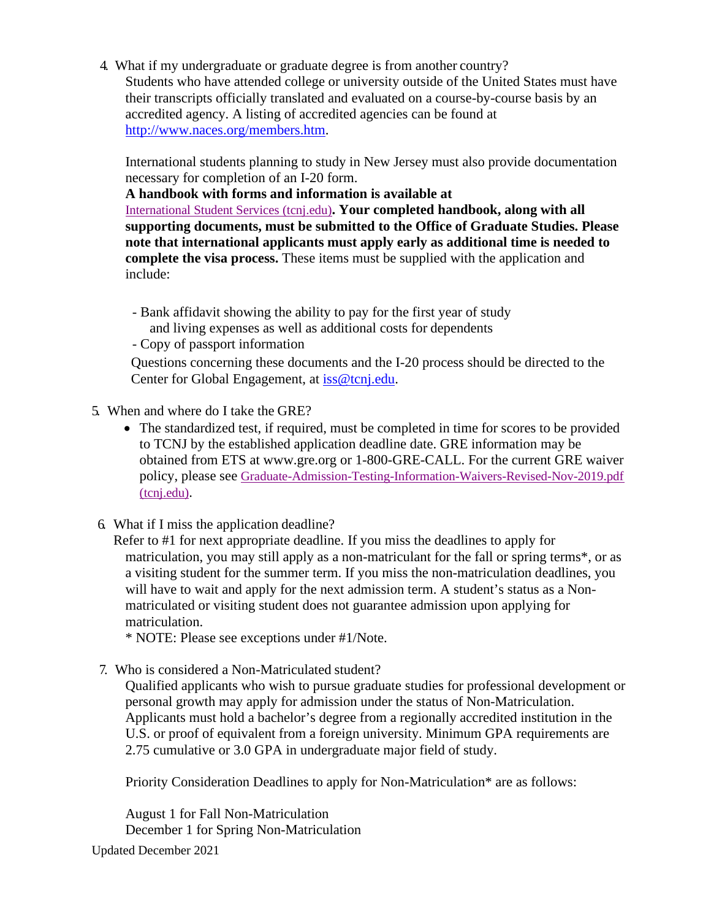4. What if my undergraduate or graduate degree is from another country?

   Students who have attended college or university outside of the United States must have their transcripts officially translated and evaluated on a course-by-course basis by an accredited agency. A listing of accredited agencies can be found at http://www.naces.org/members.htm.

   International students planning to study in New Jersey must also provide documentation necessary for completion of an I-20 form.

   **A handbook with forms and information is available at** International Student Services (tcnj.edu)**. Your completed handbook, along with all supporting documents, must be submitted to the Office of Graduate Studies. Please note that international applicants must apply early as additional time is needed to complete the visa process.** These items must be supplied with the application and include:

   - Bank affidavit showing the ability to pay for the first year of study and living expenses as well as additional costs for dependents
   - Copy of passport information

   Questions concerning these documents and the I-20 process should be directed to the Center for Global Engagement, at iss@tcnj.edu.

5. When and where do I take the GRE?

   - The standardized test, if required, must be completed in time for scores to be provided to TCNJ by the established application deadline date. GRE information may be obtained from ETS at www.gre.org or 1-800-GRE-CALL. For the current GRE waiver policy, please see Graduate-Admission-Testing-Information-Waivers-Revised-Nov-2019.pdf (tcnj.edu).

6. What if I miss the application deadline?

   Refer to #1 for next appropriate deadline. If you miss the deadlines to apply for matriculation, you may still apply as a non-matriculant for the fall or spring terms*, or as a visiting student for the summer term. If you miss the non-matriculation deadlines, you will have to wait and apply for the next admission term. A student's status as a Non-matriculated or visiting student does not guarantee admission upon applying for matriculation.

   * NOTE: Please see exceptions under #1/Note.

7. Who is considered a Non-Matriculated student?

   Qualified applicants who wish to pursue graduate studies for professional development or personal growth may apply for admission under the status of Non-Matriculation. Applicants must hold a bachelor's degree from a regionally accredited institution in the U.S. or proof of equivalent from a foreign university. Minimum GPA requirements are 2.75 cumulative or 3.0 GPA in undergraduate major field of study.

   Priority Consideration Deadlines to apply for Non-Matriculation* are as follows:

   August 1 for Fall Non-Matriculation
   December 1 for Spring Non-Matriculation

Updated December 2021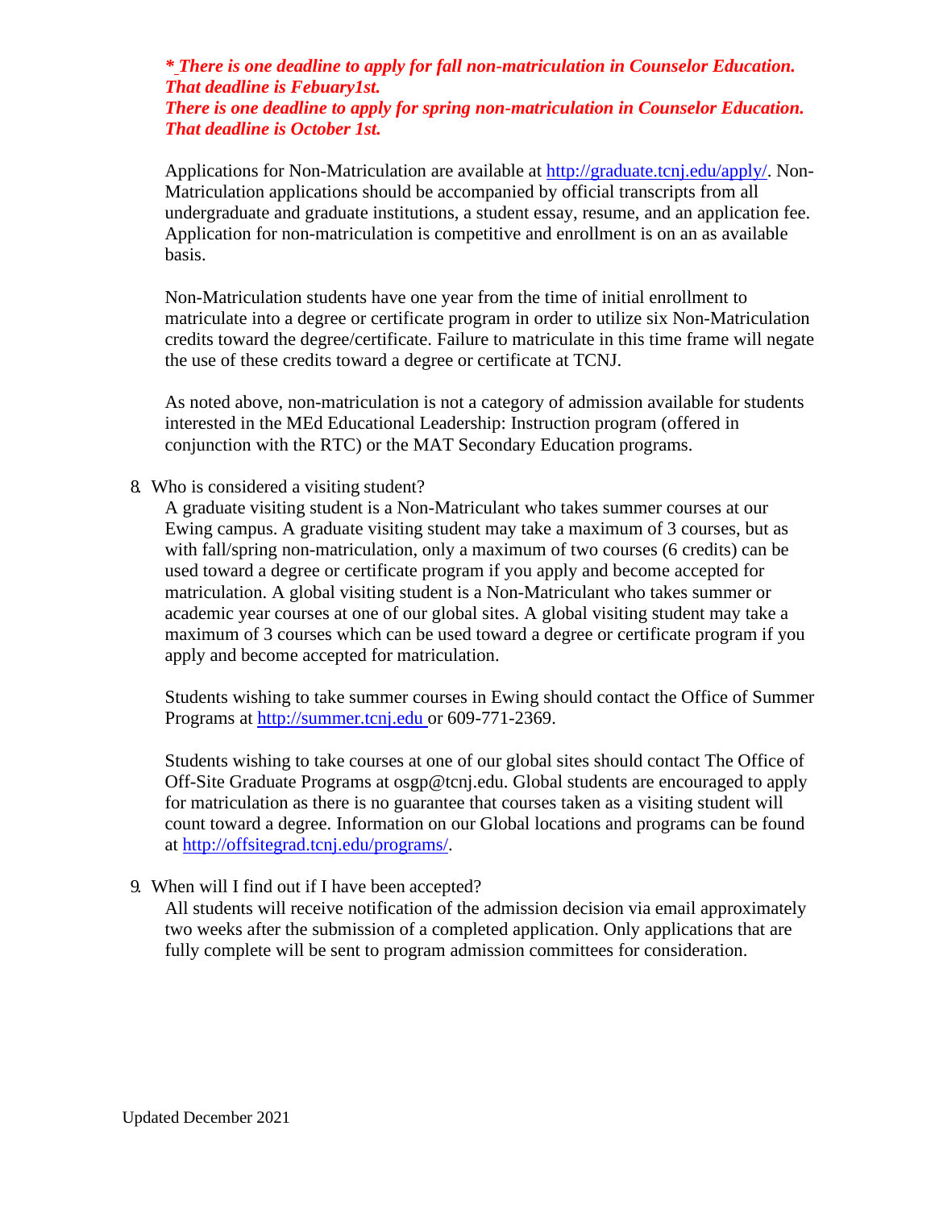***\* There is one deadline to apply for fall non-matriculation in Counselor Education. That deadline is Febuary1st.***
***There is one deadline to apply for spring non-matriculation in Counselor Education. That deadline is October 1st.***

Applications for Non-Matriculation are available at http://graduate.tcnj.edu/apply/. Non-Matriculation applications should be accompanied by official transcripts from all undergraduate and graduate institutions, a student essay, resume, and an application fee. Application for non-matriculation is competitive and enrollment is on an as available basis.

Non-Matriculation students have one year from the time of initial enrollment to matriculate into a degree or certificate program in order to utilize six Non-Matriculation credits toward the degree/certificate. Failure to matriculate in this time frame will negate the use of these credits toward a degree or certificate at TCNJ.

As noted above, non-matriculation is not a category of admission available for students interested in the MEd Educational Leadership: Instruction program (offered in conjunction with the RTC) or the MAT Secondary Education programs.

8. Who is considered a visiting student?

   A graduate visiting student is a Non-Matriculant who takes summer courses at our Ewing campus. A graduate visiting student may take a maximum of 3 courses, but as with fall/spring non-matriculation, only a maximum of two courses (6 credits) can be used toward a degree or certificate program if you apply and become accepted for matriculation. A global visiting student is a Non-Matriculant who takes summer or academic year courses at one of our global sites. A global visiting student may take a maximum of 3 courses which can be used toward a degree or certificate program if you apply and become accepted for matriculation.

   Students wishing to take summer courses in Ewing should contact the Office of Summer Programs at http://summer.tcnj.edu or 609-771-2369.

   Students wishing to take courses at one of our global sites should contact The Office of Off-Site Graduate Programs at osgp@tcnj.edu. Global students are encouraged to apply for matriculation as there is no guarantee that courses taken as a visiting student will count toward a degree. Information on our Global locations and programs can be found at http://offsitegrad.tcnj.edu/programs/.

9. When will I find out if I have been accepted?

   All students will receive notification of the admission decision via email approximately two weeks after the submission of a completed application. Only applications that are fully complete will be sent to program admission committees for consideration.

Updated December 2021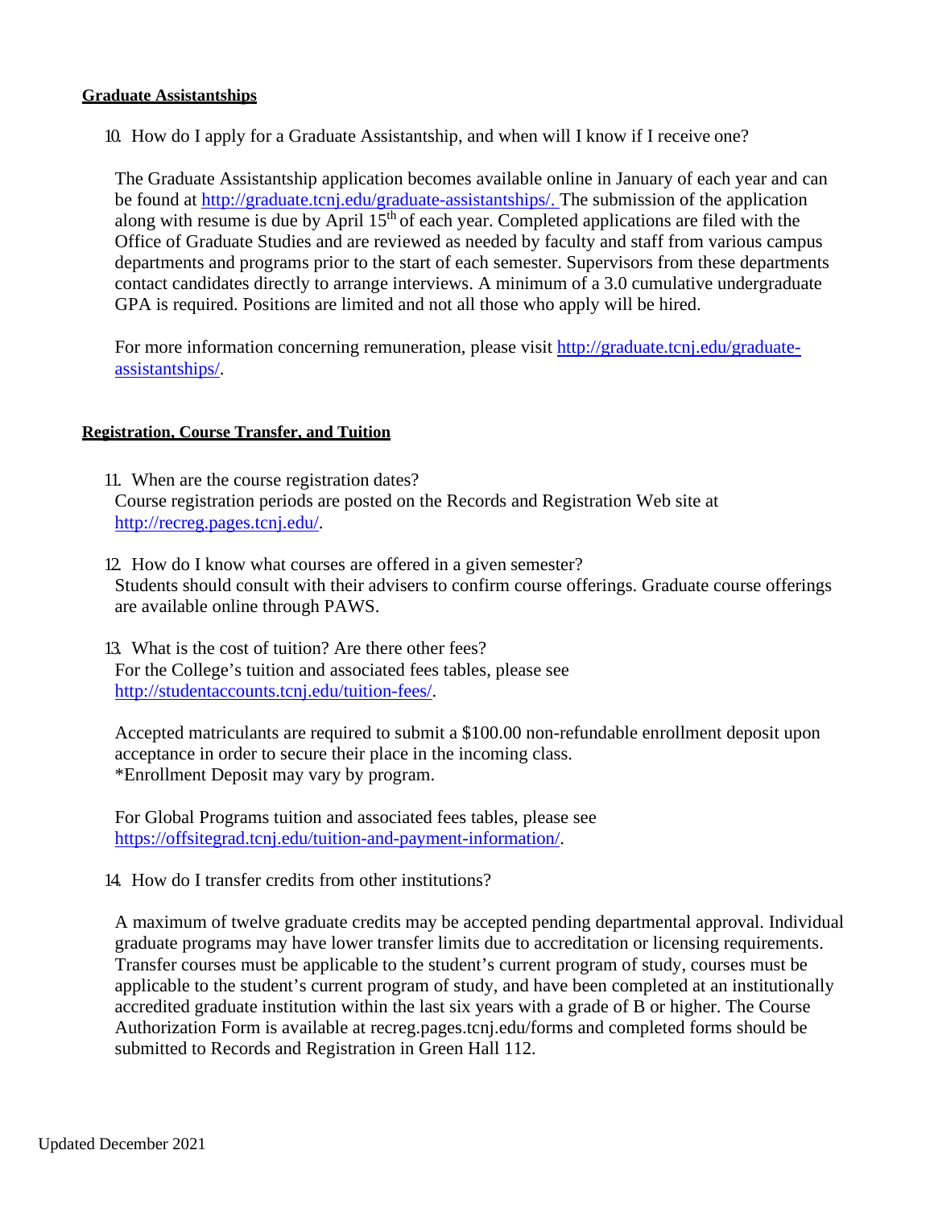**Graduate Assistantships**

10. How do I apply for a Graduate Assistantship, and when will I know if I receive one?

    The Graduate Assistantship application becomes available online in January of each year and can be found at http://graduate.tcnj.edu/graduate-assistantships/. The submission of the application along with resume is due by April 15th of each year. Completed applications are filed with the Office of Graduate Studies and are reviewed as needed by faculty and staff from various campus departments and programs prior to the start of each semester. Supervisors from these departments contact candidates directly to arrange interviews. A minimum of a 3.0 cumulative undergraduate GPA is required. Positions are limited and not all those who apply will be hired.

    For more information concerning remuneration, please visit http://graduate.tcnj.edu/graduate-assistantships/.

**Registration, Course Transfer, and Tuition**

11. When are the course registration dates?
    Course registration periods are posted on the Records and Registration Web site at http://recreg.pages.tcnj.edu/.

12. How do I know what courses are offered in a given semester?
    Students should consult with their advisers to confirm course offerings. Graduate course offerings are available online through PAWS.

13. What is the cost of tuition? Are there other fees?
    For the College's tuition and associated fees tables, please see http://studentaccounts.tcnj.edu/tuition-fees/.

    Accepted matriculants are required to submit a $100.00 non-refundable enrollment deposit upon acceptance in order to secure their place in the incoming class.
    *Enrollment Deposit may vary by program.

    For Global Programs tuition and associated fees tables, please see https://offsitegrad.tcnj.edu/tuition-and-payment-information/.

14. How do I transfer credits from other institutions?

    A maximum of twelve graduate credits may be accepted pending departmental approval. Individual graduate programs may have lower transfer limits due to accreditation or licensing requirements. Transfer courses must be applicable to the student's current program of study, courses must be applicable to the student's current program of study, and have been completed at an institutionally accredited graduate institution within the last six years with a grade of B or higher. The Course Authorization Form is available at recreg.pages.tcnj.edu/forms and completed forms should be submitted to Records and Registration in Green Hall 112.

Updated December 2021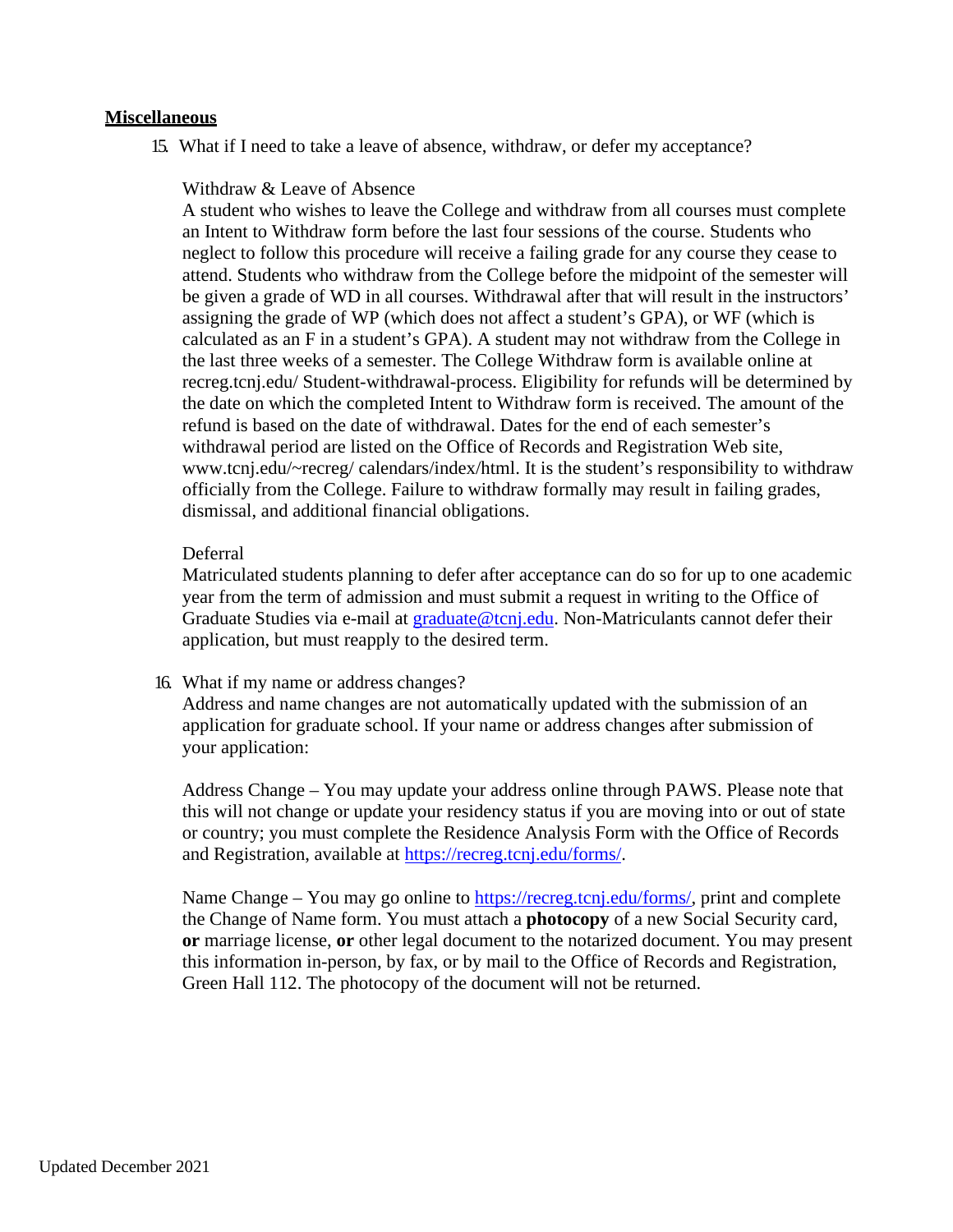## **Miscellaneous**

15. What if I need to take a leave of absence, withdraw, or defer my acceptance?

    Withdraw & Leave of Absence

    A student who wishes to leave the College and withdraw from all courses must complete an Intent to Withdraw form before the last four sessions of the course. Students who neglect to follow this procedure will receive a failing grade for any course they cease to attend. Students who withdraw from the College before the midpoint of the semester will be given a grade of WD in all courses. Withdrawal after that will result in the instructors' assigning the grade of WP (which does not affect a student's GPA), or WF (which is calculated as an F in a student's GPA). A student may not withdraw from the College in the last three weeks of a semester. The College Withdraw form is available online at recreg.tcnj.edu/ Student-withdrawal-process. Eligibility for refunds will be determined by the date on which the completed Intent to Withdraw form is received. The amount of the refund is based on the date of withdrawal. Dates for the end of each semester's withdrawal period are listed on the Office of Records and Registration Web site, www.tcnj.edu/~recreg/ calendars/index/html. It is the student's responsibility to withdraw officially from the College. Failure to withdraw formally may result in failing grades, dismissal, and additional financial obligations.

    Deferral

    Matriculated students planning to defer after acceptance can do so for up to one academic year from the term of admission and must submit a request in writing to the Office of Graduate Studies via e-mail at graduate@tcnj.edu. Non-Matriculants cannot defer their application, but must reapply to the desired term.

16. What if my name or address changes?

    Address and name changes are not automatically updated with the submission of an application for graduate school. If your name or address changes after submission of your application:

    Address Change – You may update your address online through PAWS. Please note that this will not change or update your residency status if you are moving into or out of state or country; you must complete the Residence Analysis Form with the Office of Records and Registration, available at https://recreg.tcnj.edu/forms/.

    Name Change – You may go online to https://recreg.tcnj.edu/forms/, print and complete the Change of Name form. You must attach a **photocopy** of a new Social Security card, **or** marriage license, **or** other legal document to the notarized document. You may present this information in-person, by fax, or by mail to the Office of Records and Registration, Green Hall 112. The photocopy of the document will not be returned.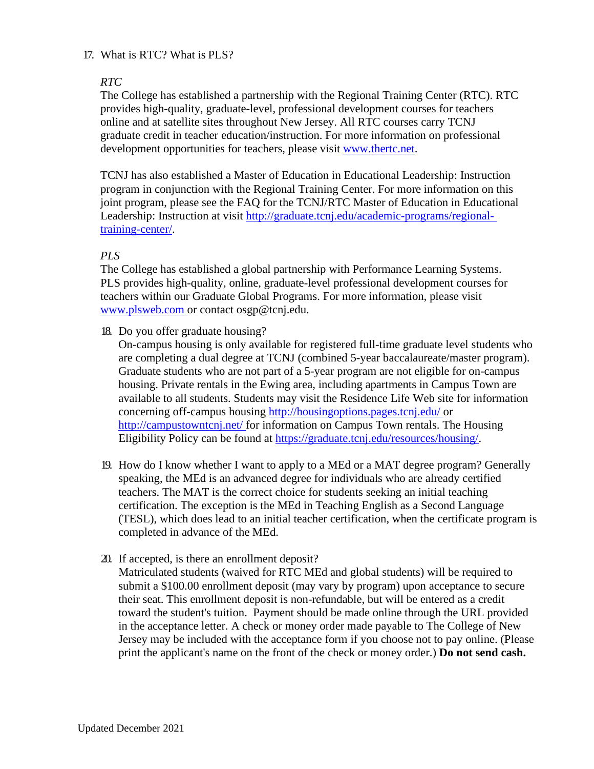17. What is RTC? What is PLS?

    *RTC*

    The College has established a partnership with the Regional Training Center (RTC). RTC provides high-quality, graduate-level, professional development courses for teachers online and at satellite sites throughout New Jersey. All RTC courses carry TCNJ graduate credit in teacher education/instruction. For more information on professional development opportunities for teachers, please visit [www.thertc.net](http://www.thertc.net).

    TCNJ has also established a Master of Education in Educational Leadership: Instruction program in conjunction with the Regional Training Center. For more information on this joint program, please see the FAQ for the TCNJ/RTC Master of Education in Educational Leadership: Instruction at visit [http://graduate.tcnj.edu/academic-programs/regional-training-center/](http://graduate.tcnj.edu/academic-programs/regional-training-center/).

    *PLS*

    The College has established a global partnership with Performance Learning Systems. PLS provides high-quality, online, graduate-level professional development courses for teachers within our Graduate Global Programs. For more information, please visit [www.plsweb.com](http://www.plsweb.com) or contact osgp@tcnj.edu.

18. Do you offer graduate housing?
    On-campus housing is only available for registered full-time graduate level students who are completing a dual degree at TCNJ (combined 5-year baccalaureate/master program). Graduate students who are not part of a 5-year program are not eligible for on-campus housing. Private rentals in the Ewing area, including apartments in Campus Town are available to all students. Students may visit the Residence Life Web site for information concerning off-campus housing [http://housingoptions.pages.tcnj.edu/](http://housingoptions.pages.tcnj.edu/) or [http://campustowntcnj.net/](http://campustowntcnj.net/) for information on Campus Town rentals. The Housing Eligibility Policy can be found at [https://graduate.tcnj.edu/resources/housing/](https://graduate.tcnj.edu/resources/housing/).

19. How do I know whether I want to apply to a MEd or a MAT degree program? Generally speaking, the MEd is an advanced degree for individuals who are already certified teachers. The MAT is the correct choice for students seeking an initial teaching certification. The exception is the MEd in Teaching English as a Second Language (TESL), which does lead to an initial teacher certification, when the certificate program is completed in advance of the MEd.

20. If accepted, is there an enrollment deposit?
    Matriculated students (waived for RTC MEd and global students) will be required to submit a $100.00 enrollment deposit (may vary by program) upon acceptance to secure their seat. This enrollment deposit is non-refundable, but will be entered as a credit toward the student's tuition. Payment should be made online through the URL provided in the acceptance letter. A check or money order made payable to The College of New Jersey may be included with the acceptance form if you choose not to pay online. (Please print the applicant's name on the front of the check or money order.) **Do not send cash.**

Updated December 2021